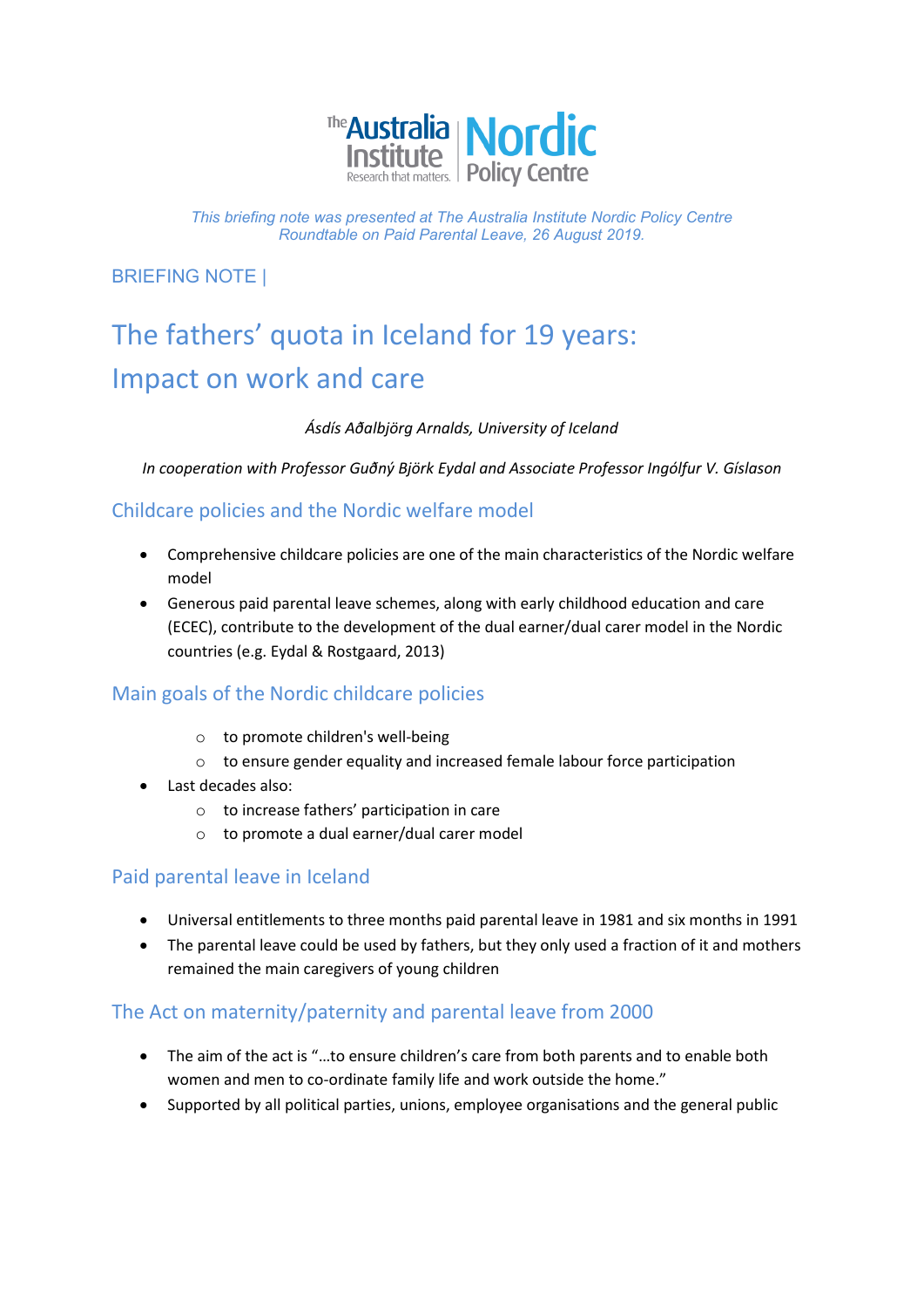*This briefing note was presented at The Australia Institute Nordic Policy Centre Roundtable on Paid Parental Leave, 26 August 2019.*

BRIEFING NOTE |

# The fathers' quota in Iceland for 19 years: Impact on work and care

*Ásdís Aðalbjörg Arnalds, University of Iceland*

*In cooperation with Professor Guðný Björk Eydal and Associate Professor Ingólfur V. Gíslason*

## Childcare policies and the Nordic welfare model

- Comprehensive childcare policies are one of the main characteristics of the Nordic welfare model
- Generous paid parental leave schemes, along with early childhood education and care (ECEC), contribute to the development of the dual earner/dual carer model in the Nordic countries (e.g. Eydal & Rostgaard, 2013)

## Main goals of the Nordic childcare policies

- to promote children's well-being
- to ensure gender equality and increased female labour force participation
- Last decades also:
  - to increase fathers' participation in care
  - to promote a dual earner/dual carer model

## Paid parental leave in Iceland

- Universal entitlements to three months paid parental leave in 1981 and six months in 1991
- The parental leave could be used by fathers, but they only used a fraction of it and mothers remained the main caregivers of young children

## The Act on maternity/paternity and parental leave from 2000

- The aim of the act is "…to ensure children's care from both parents and to enable both women and men to co-ordinate family life and work outside the home."
- Supported by all political parties, unions, employee organisations and the general public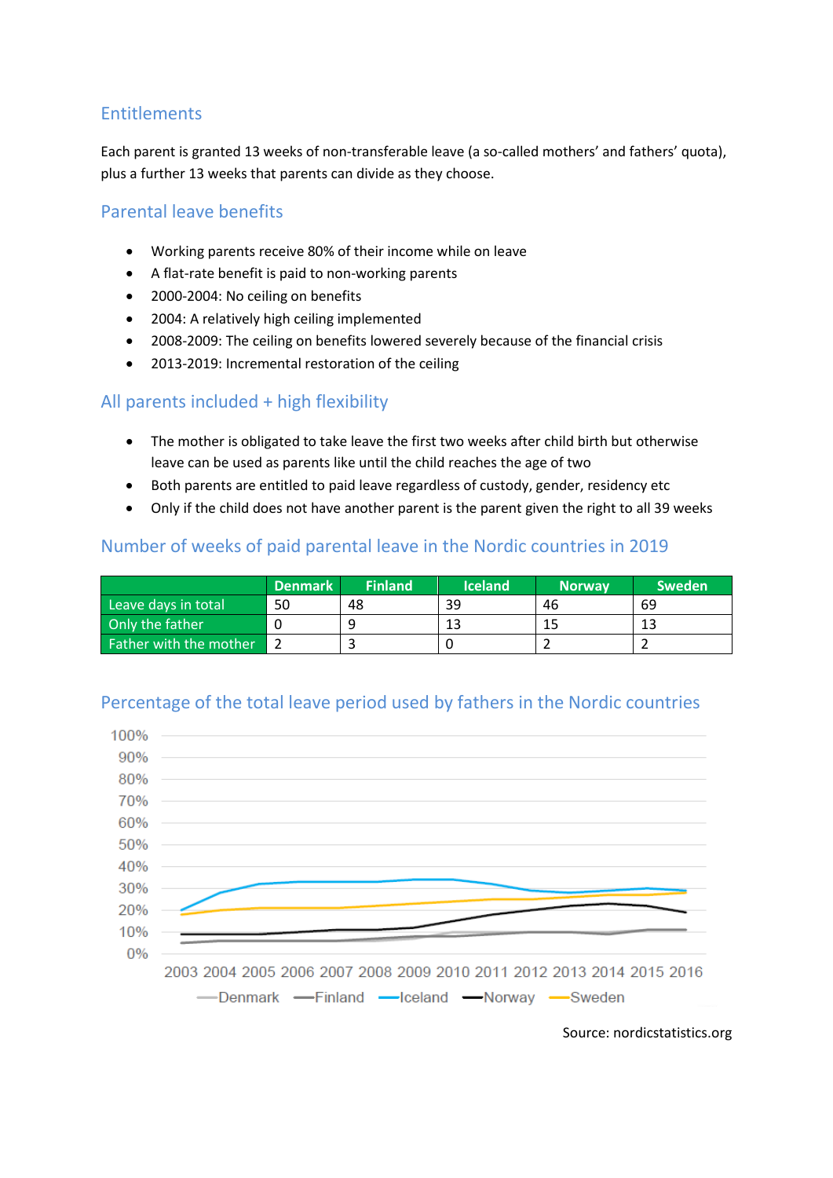## Entitlements

Each parent is granted 13 weeks of non-transferable leave (a so-called mothers' and fathers' quota), plus a further 13 weeks that parents can divide as they choose.

## Parental leave benefits

- Working parents receive 80% of their income while on leave
- A flat-rate benefit is paid to non-working parents
- 2000-2004: No ceiling on benefits
- 2004: A relatively high ceiling implemented
- 2008-2009: The ceiling on benefits lowered severely because of the financial crisis
- 2013-2019: Incremental restoration of the ceiling

## All parents included + high flexibility

- The mother is obligated to take leave the first two weeks after child birth but otherwise leave can be used as parents like until the child reaches the age of two
- Both parents are entitled to paid leave regardless of custody, gender, residency etc
- Only if the child does not have another parent is the parent given the right to all 39 weeks

## Number of weeks of paid parental leave in the Nordic countries in 2019

| | Denmark | Finland | Iceland | Norway | Sweden |
|---|---|---|---|---|---|
| Leave days in total | 50 | 48 | 39 | 46 | 69 |
| Only the father | 0 | 9 | 13 | 15 | 13 |
| Father with the mother | 2 | 3 | 0 | 2 | 2 |

## Percentage of the total leave period used by fathers in the Nordic countries

Source: nordicstatistics.org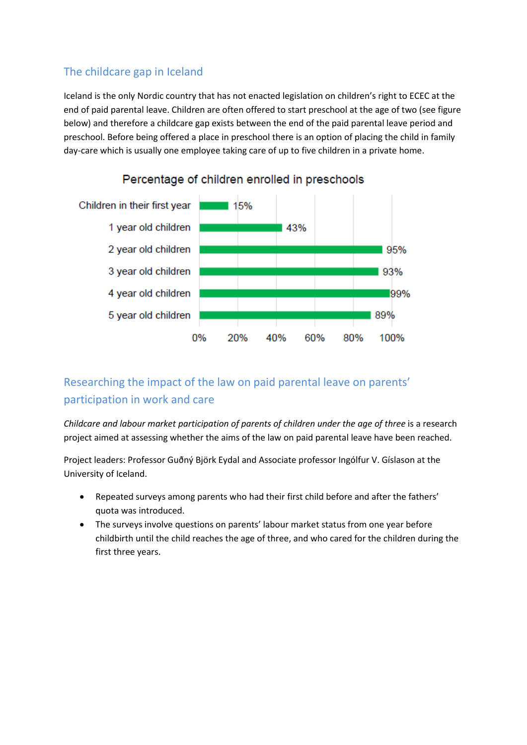## The childcare gap in Iceland

Iceland is the only Nordic country that has not enacted legislation on children's right to ECEC at the end of paid parental leave. Children are often offered to start preschool at the age of two (see figure below) and therefore a childcare gap exists between the end of the paid parental leave period and preschool. Before being offered a place in preschool there is an option of placing the child in family day-care which is usually one employee taking care of up to five children in a private home.

**Percentage of children enrolled in preschools**

| Age group | Percentage |
|---|---|
| Children in their first year | 15% |
| 1 year old children | 43% |
| 2 year old children | 95% |
| 3 year old children | 93% |
| 4 year old children | 99% |
| 5 year old children | 89% |

## Researching the impact of the law on paid parental leave on parents' participation in work and care

*Childcare and labour market participation of parents of children under the age of three* is a research project aimed at assessing whether the aims of the law on paid parental leave have been reached.

Project leaders: Professor Guðný Björk Eydal and Associate professor Ingólfur V. Gíslason at the University of Iceland.

- Repeated surveys among parents who had their first child before and after the fathers' quota was introduced.
- The surveys involve questions on parents' labour market status from one year before childbirth until the child reaches the age of three, and who cared for the children during the first three years.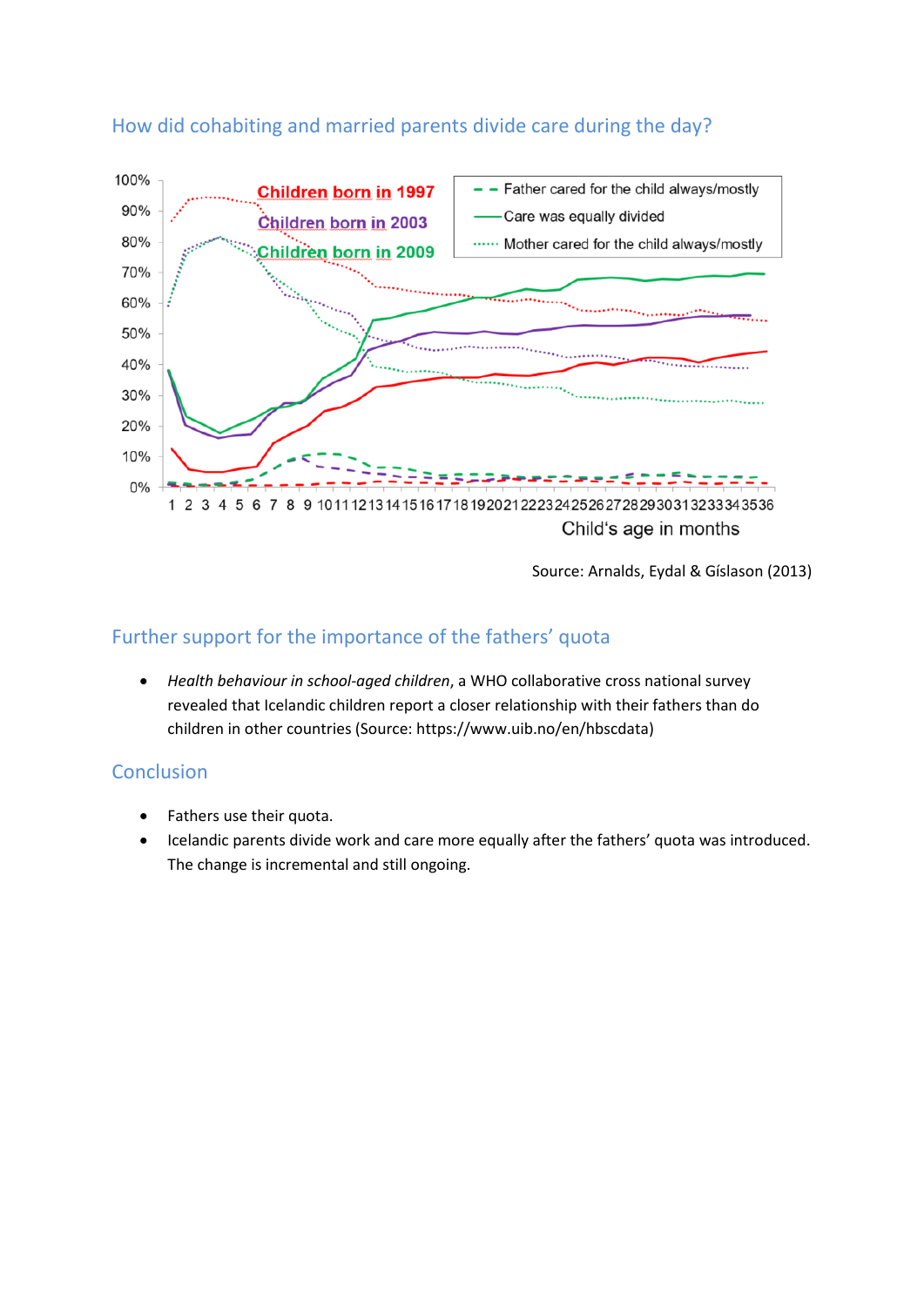## How did cohabiting and married parents divide care during the day?

Source: Arnalds, Eydal & Gíslason (2013)

## Further support for the importance of the fathers' quota

- *Health behaviour in school-aged children*, a WHO collaborative cross national survey revealed that Icelandic children report a closer relationship with their fathers than do children in other countries (Source: https://www.uib.no/en/hbscdata)

## Conclusion

- Fathers use their quota.
- Icelandic parents divide work and care more equally after the fathers' quota was introduced. The change is incremental and still ongoing.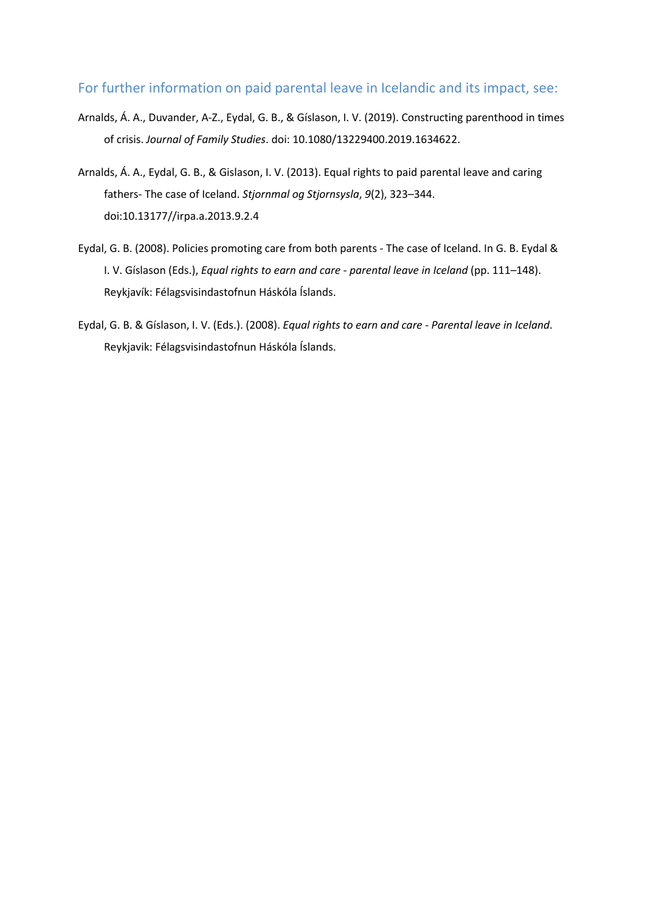## For further information on paid parental leave in Icelandic and its impact, see:

Arnalds, Á. A., Duvander, A-Z., Eydal, G. B., & Gíslason, I. V. (2019). Constructing parenthood in times of crisis. *Journal of Family Studies*. doi: 10.1080/13229400.2019.1634622.

Arnalds, Á. A., Eydal, G. B., & Gislason, I. V. (2013). Equal rights to paid parental leave and caring fathers- The case of Iceland. *Stjornmal og Stjornsysla*, *9*(2), 323–344. doi:10.13177//irpa.a.2013.9.2.4

Eydal, G. B. (2008). Policies promoting care from both parents - The case of Iceland. In G. B. Eydal & I. V. Gíslason (Eds.), *Equal rights to earn and care - parental leave in Iceland* (pp. 111–148). Reykjavík: Félagsvisindastofnun Háskóla Íslands.

Eydal, G. B. & Gíslason, I. V. (Eds.). (2008). *Equal rights to earn and care - Parental leave in Iceland*. Reykjavik: Félagsvisindastofnun Háskóla Íslands.